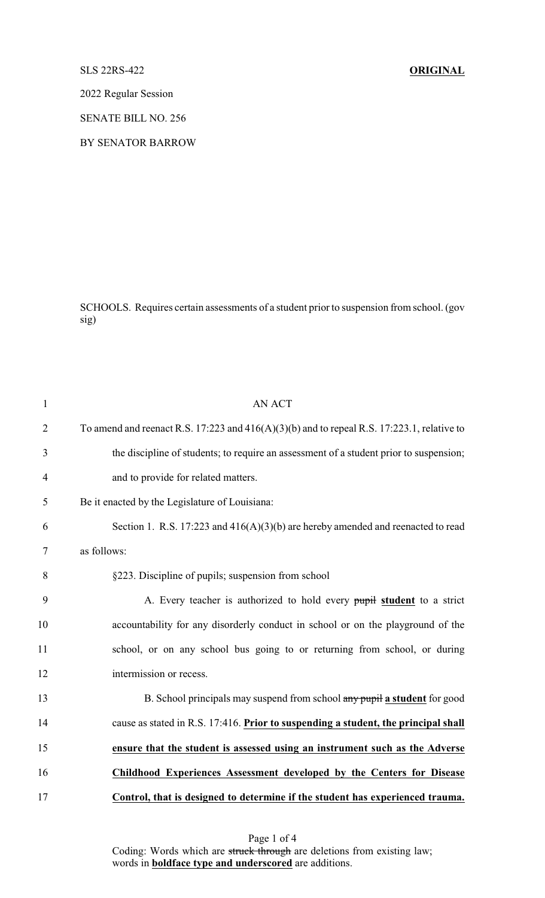SLS 22RS-422 **ORIGINAL**

2022 Regular Session

SENATE BILL NO. 256

BY SENATOR BARROW

SCHOOLS. Requires certain assessments of a student prior to suspension from school. (gov sig)

AN ACT

To amend and reenact R.S. 17:223 and 416(A)(3)(b) and to repeal R.S. 17:223.1, relative to the discipline of students; to require an assessment of a student prior to suspension; and to provide for related matters.

Be it enacted by the Legislature of Louisiana:

Section 1. R.S. 17:223 and 416(A)(3)(b) are hereby amended and reenacted to read as follows:

§223. Discipline of pupils; suspension from school

A. Every teacher is authorized to hold every ~~pupil~~ **student** to a strict accountability for any disorderly conduct in school or on the playground of the school, or on any school bus going to or returning from school, or during intermission or recess.

B. School principals may suspend from school ~~any pupil~~ **a student** for good cause as stated in R.S. 17:416. **Prior to suspending a student, the principal shall ensure that the student is assessed using an instrument such as the Adverse Childhood Experiences Assessment developed by the Centers for Disease Control, that is designed to determine if the student has experienced trauma.**

Coding: Words which are ~~struck through~~ are deletions from existing law; words in **boldface type and underscored** are additions.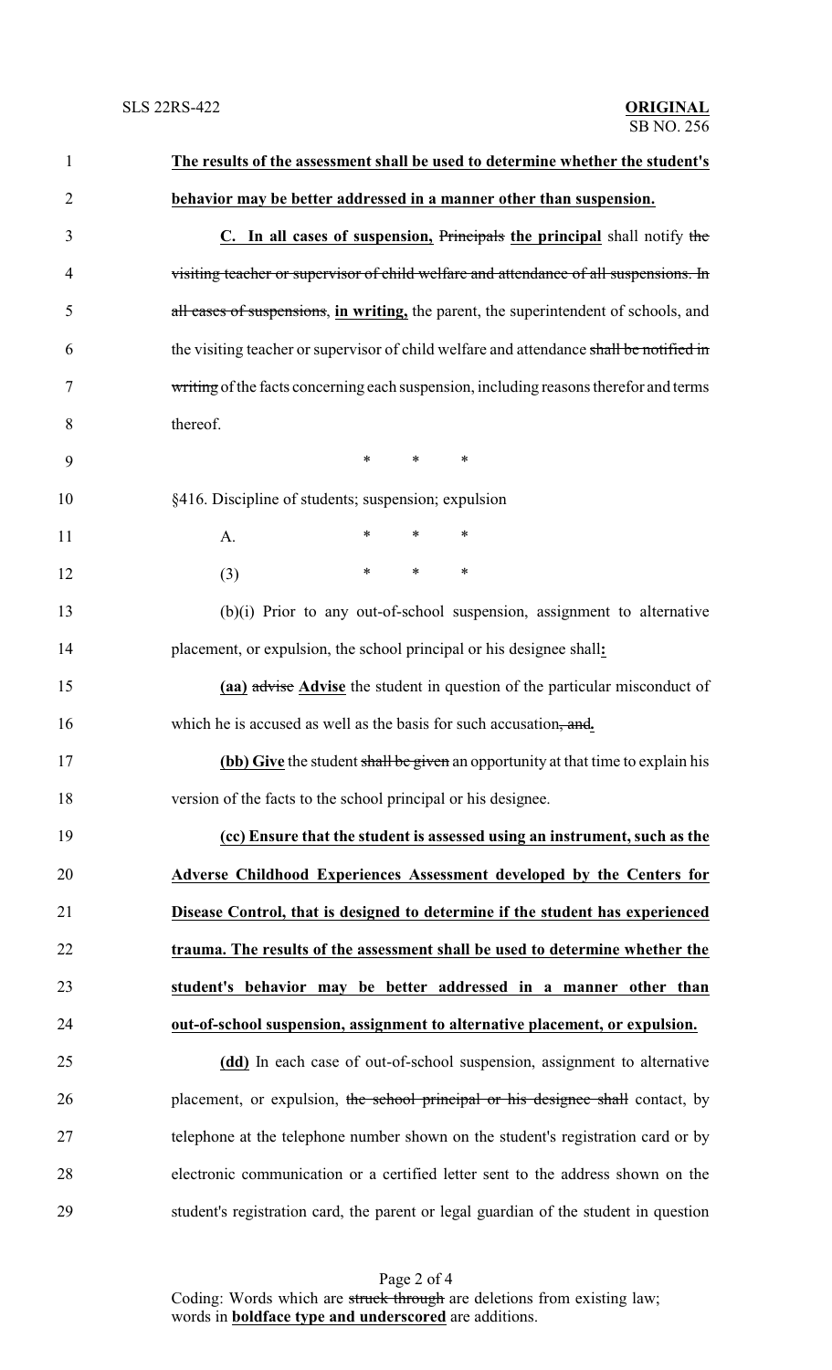**The results of the assessment shall be used to determine whether the student's behavior may be better addressed in a manner other than suspension.**

**C. In all cases of suspension,** ~~Principals~~ **the principal** shall notify ~~the visiting teacher or supervisor of child welfare and attendance of all suspensions. In all cases of suspensions~~, **in writing,** the parent, the superintendent of schools, and the visiting teacher or supervisor of child welfare and attendance ~~shall be notified in writing~~ of the facts concerning each suspension, including reasons therefor and terms thereof.

\* \* \*

§416. Discipline of students; suspension; expulsion

A. \* \* \*

(3) \* \* \*

(b)(i) Prior to any out-of-school suspension, assignment to alternative placement, or expulsion, the school principal or his designee shall**:**

**(aa)** ~~advise~~ **Advise** the student in question of the particular misconduct of which he is accused as well as the basis for such accusation~~, and~~**.**

**(bb) Give** the student ~~shall be given~~ an opportunity at that time to explain his version of the facts to the school principal or his designee.

**(cc) Ensure that the student is assessed using an instrument, such as the Adverse Childhood Experiences Assessment developed by the Centers for Disease Control, that is designed to determine if the student has experienced trauma. The results of the assessment shall be used to determine whether the student's behavior may be better addressed in a manner other than out-of-school suspension, assignment to alternative placement, or expulsion.**

**(dd)** In each case of out-of-school suspension, assignment to alternative placement, or expulsion, ~~the school principal or his designee shall~~ contact, by telephone at the telephone number shown on the student's registration card or by electronic communication or a certified letter sent to the address shown on the student's registration card, the parent or legal guardian of the student in question

Coding: Words which are ~~struck through~~ are deletions from existing law; words in **boldface type and underscored** are additions.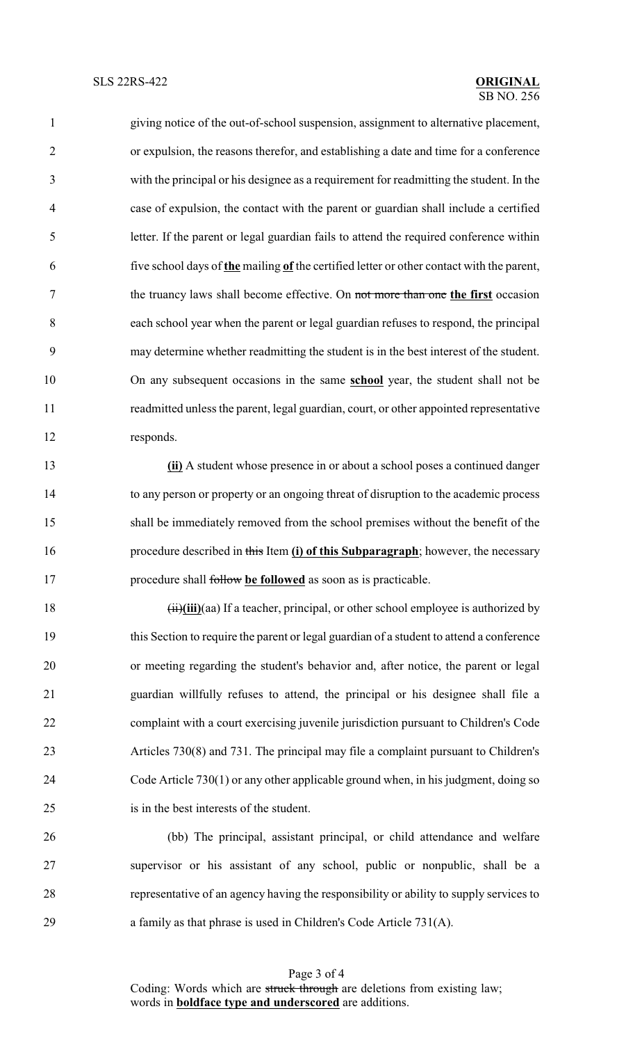giving notice of the out-of-school suspension, assignment to alternative placement, or expulsion, the reasons therefor, and establishing a date and time for a conference with the principal or his designee as a requirement for readmitting the student. In the case of expulsion, the contact with the parent or guardian shall include a certified letter. If the parent or legal guardian fails to attend the required conference within five school days of **the** mailing **of** the certified letter or other contact with the parent, the truancy laws shall become effective. On ~~not more than one~~ **the first** occasion each school year when the parent or legal guardian refuses to respond, the principal may determine whether readmitting the student is in the best interest of the student. On any subsequent occasions in the same **school** year, the student shall not be readmitted unless the parent, legal guardian, court, or other appointed representative responds.

**(ii)** A student whose presence in or about a school poses a continued danger to any person or property or an ongoing threat of disruption to the academic process shall be immediately removed from the school premises without the benefit of the procedure described in ~~this~~ Item **(i) of this Subparagraph**; however, the necessary procedure shall ~~follow~~ **be followed** as soon as is practicable.

~~(ii)~~**(iii)**(aa) If a teacher, principal, or other school employee is authorized by this Section to require the parent or legal guardian of a student to attend a conference or meeting regarding the student's behavior and, after notice, the parent or legal guardian willfully refuses to attend, the principal or his designee shall file a complaint with a court exercising juvenile jurisdiction pursuant to Children's Code Articles 730(8) and 731. The principal may file a complaint pursuant to Children's Code Article 730(1) or any other applicable ground when, in his judgment, doing so is in the best interests of the student.

(bb) The principal, assistant principal, or child attendance and welfare supervisor or his assistant of any school, public or nonpublic, shall be a representative of an agency having the responsibility or ability to supply services to a family as that phrase is used in Children's Code Article 731(A).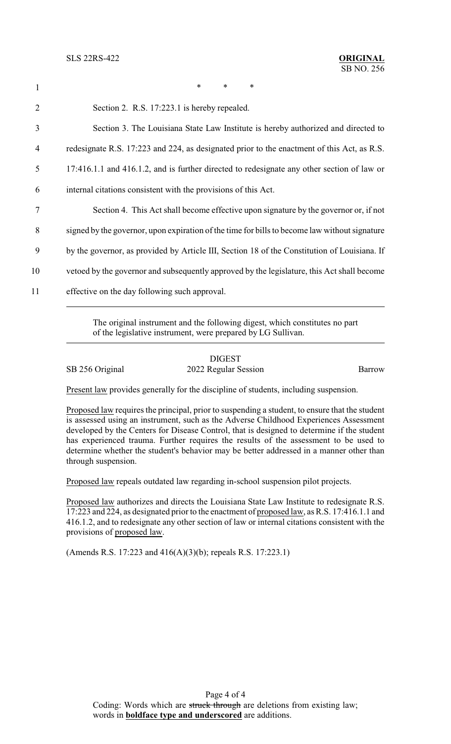\*  \*  \*

Section 2. R.S. 17:223.1 is hereby repealed.

Section 3. The Louisiana State Law Institute is hereby authorized and directed to redesignate R.S. 17:223 and 224, as designated prior to the enactment of this Act, as R.S. 17:416.1.1 and 416.1.2, and is further directed to redesignate any other section of law or internal citations consistent with the provisions of this Act.

Section 4. This Act shall become effective upon signature by the governor or, if not signed by the governor, upon expiration of the time for bills to become law without signature by the governor, as provided by Article III, Section 18 of the Constitution of Louisiana. If vetoed by the governor and subsequently approved by the legislature, this Act shall become effective on the day following such approval.

---

The original instrument and the following digest, which constitutes no part of the legislative instrument, were prepared by LG Sullivan.

---

DIGEST

SB 256 Original — 2022 Regular Session — Barrow

Present law provides generally for the discipline of students, including suspension.

Proposed law requires the principal, prior to suspending a student, to ensure that the student is assessed using an instrument, such as the Adverse Childhood Experiences Assessment developed by the Centers for Disease Control, that is designed to determine if the student has experienced trauma. Further requires the results of the assessment to be used to determine whether the student's behavior may be better addressed in a manner other than through suspension.

Proposed law repeals outdated law regarding in-school suspension pilot projects.

Proposed law authorizes and directs the Louisiana State Law Institute to redesignate R.S. 17:223 and 224, as designated prior to the enactment of proposed law, as R.S. 17:416.1.1 and 416.1.2, and to redesignate any other section of law or internal citations consistent with the provisions of proposed law.

(Amends R.S. 17:223 and 416(A)(3)(b); repeals R.S. 17:223.1)

Coding: Words which are ~~struck through~~ are deletions from existing law; words in **boldface type and underscored** are additions.